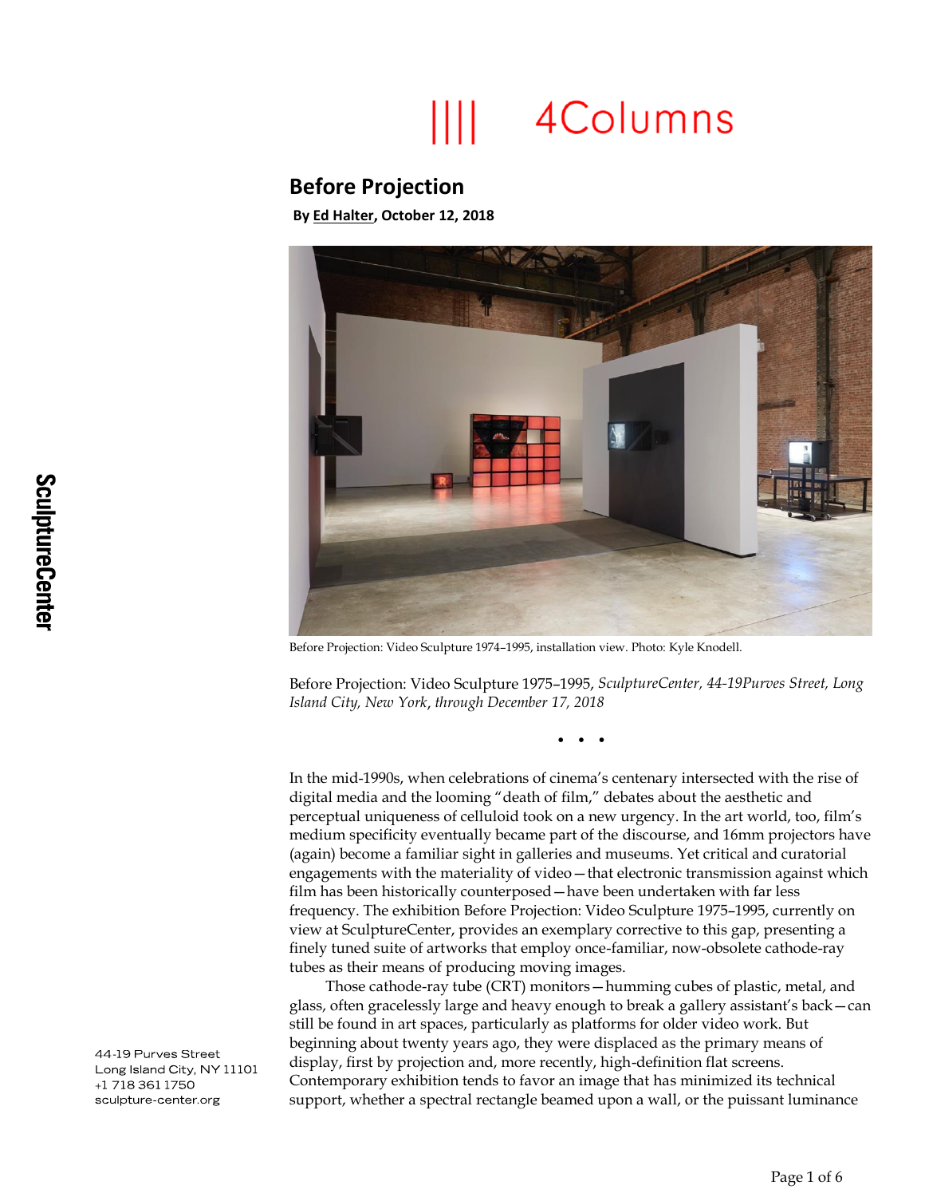# 4Columns

## Before Projection

**By Ed Halter, October 12, 2018**

Before Projection: Video Sculpture 1974–1995, installation view. Photo: Kyle Knodell.

Before Projection: Video Sculpture 1975–1995, *SculptureCenter, 44-19Purves Street, Long Island City, New York*, *through December 17, 2018*

• • •

In the mid-1990s, when celebrations of cinema's centenary intersected with the rise of digital media and the looming "death of film," debates about the aesthetic and perceptual uniqueness of celluloid took on a new urgency. In the art world, too, film's medium specificity eventually became part of the discourse, and 16mm projectors have (again) become a familiar sight in galleries and museums. Yet critical and curatorial engagements with the materiality of video—that electronic transmission against which film has been historically counterposed—have been undertaken with far less frequency. The exhibition Before Projection: Video Sculpture 1975–1995, currently on view at SculptureCenter, provides an exemplary corrective to this gap, presenting a finely tuned suite of artworks that employ once-familiar, now-obsolete cathode-ray tubes as their means of producing moving images.

Those cathode-ray tube (CRT) monitors—humming cubes of plastic, metal, and glass, often gracelessly large and heavy enough to break a gallery assistant's back—can still be found in art spaces, particularly as platforms for older video work. But beginning about twenty years ago, they were displaced as the primary means of display, first by projection and, more recently, high-definition flat screens. Contemporary exhibition tends to favor an image that has minimized its technical support, whether a spectral rectangle beamed upon a wall, or the puissant luminance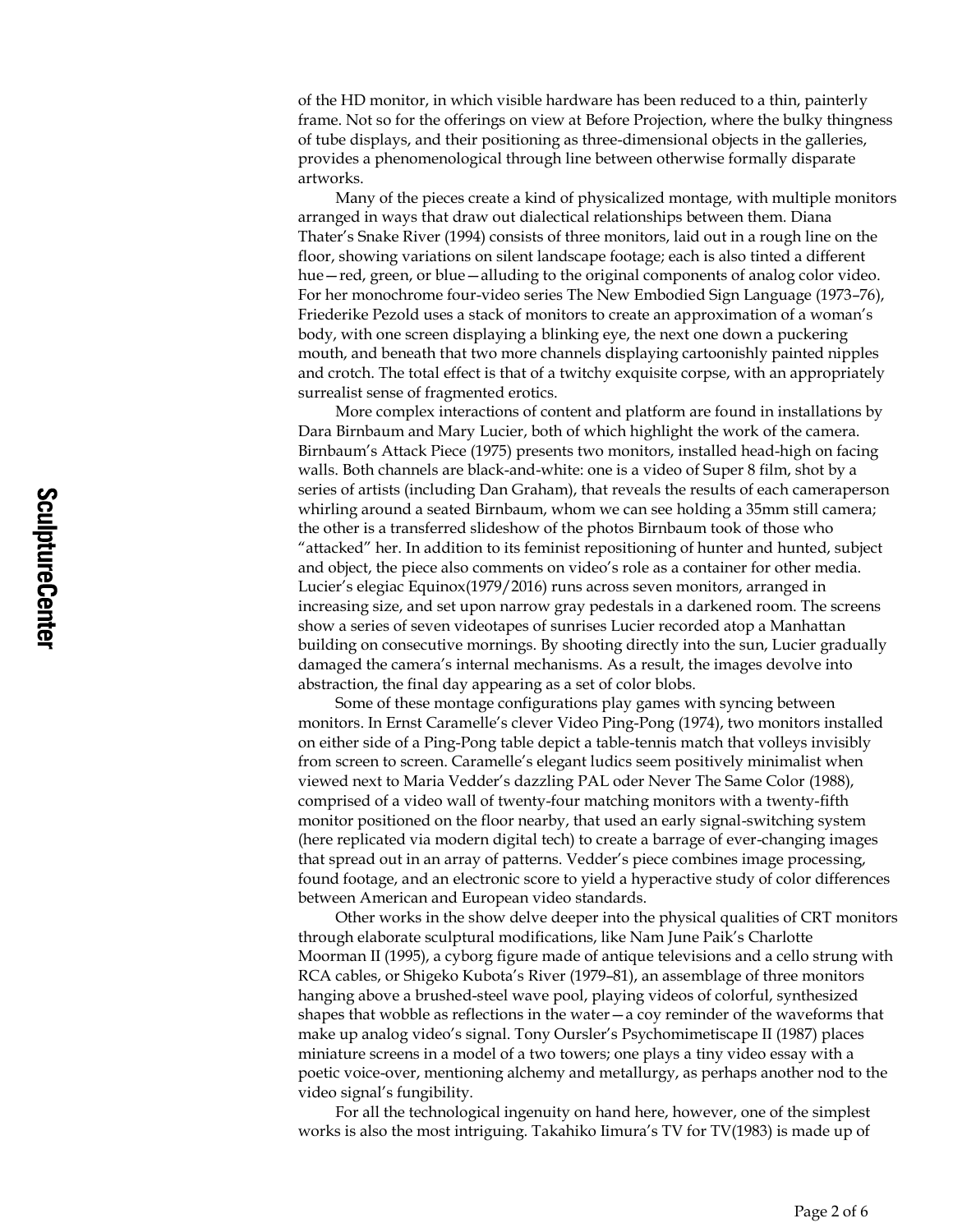of the HD monitor, in which visible hardware has been reduced to a thin, painterly frame. Not so for the offerings on view at Before Projection, where the bulky thingness of tube displays, and their positioning as three-dimensional objects in the galleries, provides a phenomenological through line between otherwise formally disparate artworks.

Many of the pieces create a kind of physicalized montage, with multiple monitors arranged in ways that draw out dialectical relationships between them. Diana Thater's Snake River (1994) consists of three monitors, laid out in a rough line on the floor, showing variations on silent landscape footage; each is also tinted a different hue—red, green, or blue—alluding to the original components of analog color video. For her monochrome four-video series The New Embodied Sign Language (1973–76), Friederike Pezold uses a stack of monitors to create an approximation of a woman's body, with one screen displaying a blinking eye, the next one down a puckering mouth, and beneath that two more channels displaying cartoonishly painted nipples and crotch. The total effect is that of a twitchy exquisite corpse, with an appropriately surrealist sense of fragmented erotics.

More complex interactions of content and platform are found in installations by Dara Birnbaum and Mary Lucier, both of which highlight the work of the camera. Birnbaum's Attack Piece (1975) presents two monitors, installed head-high on facing walls. Both channels are black-and-white: one is a video of Super 8 film, shot by a series of artists (including Dan Graham), that reveals the results of each cameraperson whirling around a seated Birnbaum, whom we can see holding a 35mm still camera; the other is a transferred slideshow of the photos Birnbaum took of those who "attacked" her. In addition to its feminist repositioning of hunter and hunted, subject and object, the piece also comments on video's role as a container for other media. Lucier's elegiac Equinox(1979/2016) runs across seven monitors, arranged in increasing size, and set upon narrow gray pedestals in a darkened room. The screens show a series of seven videotapes of sunrises Lucier recorded atop a Manhattan building on consecutive mornings. By shooting directly into the sun, Lucier gradually damaged the camera's internal mechanisms. As a result, the images devolve into abstraction, the final day appearing as a set of color blobs.

Some of these montage configurations play games with syncing between monitors. In Ernst Caramelle's clever Video Ping-Pong (1974), two monitors installed on either side of a Ping-Pong table depict a table-tennis match that volleys invisibly from screen to screen. Caramelle's elegant ludics seem positively minimalist when viewed next to Maria Vedder's dazzling PAL oder Never The Same Color (1988), comprised of a video wall of twenty-four matching monitors with a twenty-fifth monitor positioned on the floor nearby, that used an early signal-switching system (here replicated via modern digital tech) to create a barrage of ever-changing images that spread out in an array of patterns. Vedder's piece combines image processing, found footage, and an electronic score to yield a hyperactive study of color differences between American and European video standards.

Other works in the show delve deeper into the physical qualities of CRT monitors through elaborate sculptural modifications, like Nam June Paik's Charlotte Moorman II (1995), a cyborg figure made of antique televisions and a cello strung with RCA cables, or Shigeko Kubota's River (1979–81), an assemblage of three monitors hanging above a brushed-steel wave pool, playing videos of colorful, synthesized shapes that wobble as reflections in the water—a coy reminder of the waveforms that make up analog video's signal. Tony Oursler's Psychomimetiscape II (1987) places miniature screens in a model of a two towers; one plays a tiny video essay with a poetic voice-over, mentioning alchemy and metallurgy, as perhaps another nod to the video signal's fungibility.

For all the technological ingenuity on hand here, however, one of the simplest works is also the most intriguing. Takahiko Iimura's TV for TV(1983) is made up of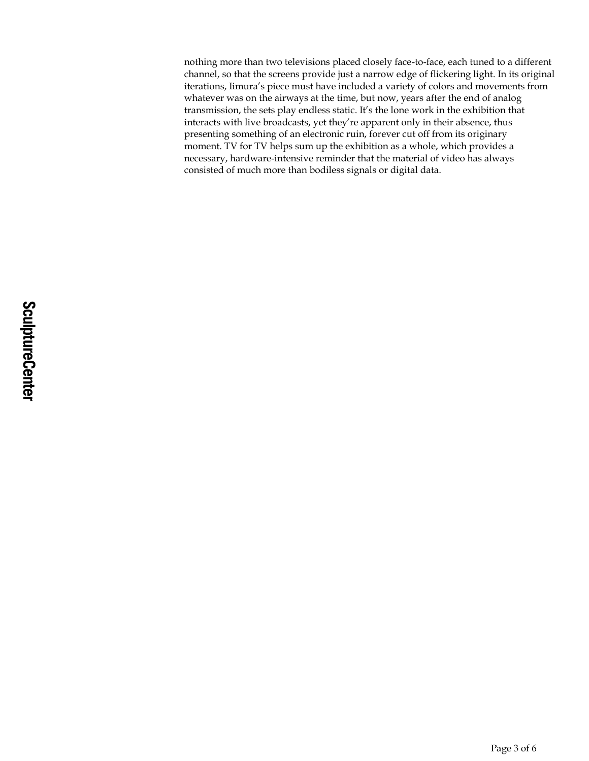nothing more than two televisions placed closely face-to-face, each tuned to a different channel, so that the screens provide just a narrow edge of flickering light. In its original iterations, Iimura's piece must have included a variety of colors and movements from whatever was on the airways at the time, but now, years after the end of analog transmission, the sets play endless static. It's the lone work in the exhibition that interacts with live broadcasts, yet they're apparent only in their absence, thus presenting something of an electronic ruin, forever cut off from its originary moment. TV for TV helps sum up the exhibition as a whole, which provides a necessary, hardware-intensive reminder that the material of video has always consisted of much more than bodiless signals or digital data.